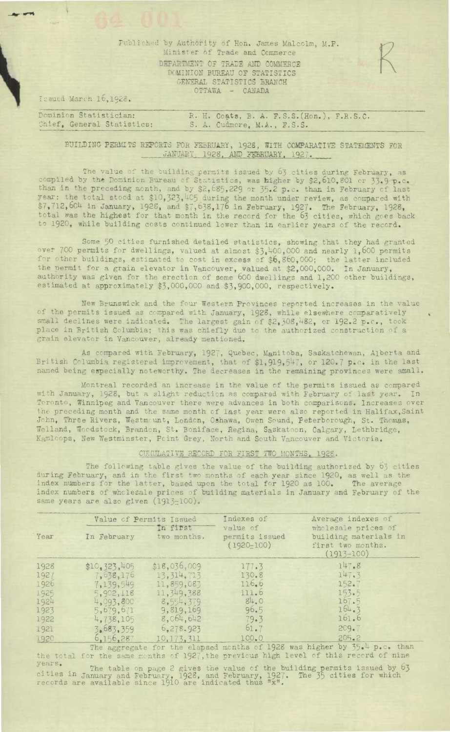Published by Authority of Hon. James Malcolm, M.P.
Minister of Trade and Commerce
DEPARTMENT OF TRADE AND COMMERCE
DOMINION BUREAU OF STATISTICS
GENERAL STATISTICS BRANCH
OTTAWA - CANADA

Issued March 16, 1928.

| | |
|---|---|
| Dominion Statistician: | R. H. Coats, B. A. F.S.S.(Hon.), F.R.S.C. |
| Chief, General Statistics: | S. A. Cudmore, M.A., F.S.S. |

## BUILDING PERMITS REPORTS FOR FEBRUARY, 1928, WITH COMPARATIVE STATEMENTS FOR JANUARY, 1928, AND FEBRUARY, 1927.

The value of the building permits issued by 63 cities during February, as compiled by the Dominion Bureau of Statistics, was higher by $2,610,801 or 33.9 p.c. than in the preceding month, and by $2,685,229 or 35.2 p.c. than in February of last year: the total stood at $10,323,405 during the month under review, as compared with $7,712,604 in January, 1928, and $7,638,176 in February, 1927. The February, 1928, total was the highest for that month in the record for the 63 cities, which goes back to 1920, while building costs continued lower than in earlier years of the record.

Some 50 cities furnished detailed statistics, showing that they had granted over 700 permits for dwellings, valued at almost $3,400,000 and nearly 1,600 permits for other buildings, estimated to cost in excess of $6,860,000; the latter included the permit for a grain elevator in Vancouver, valued at $2,000,000. In January, authority was given for the erection of some 600 dwellings and 1,200 other buildings, estimated at approximately $3,000,000 and $3,900,000, respectively.

New Brunswick and the four Western Provinces reported increases in the value of the permits issued as compared with January, 1928, while elsewhere comparatively small declines were indicated. The largest gain of $2,308,482, or 192.2 p.c., took place in British Columbia; this was chiefly due to the authorized construction of a grain elevator in Vancouver, already mentioned.

As compared with February, 1927, Quebec, Manitoba, Saskatchewan, Alberta and British Columbia registered improvement, that of $1,919,547, or 120.7 p.c. in the last named being especially noteworthy. The decreases in the remaining provinces were small.

Montreal recorded an increase in the value of the permits issued as compared with January, 1928, but a slight reduction as compared with February of last year. In Toronto, Winnipeg and Vancouver there were advances in both comparisons. Increases over the preceding month and the same month of last year were also reported in Halifax, Saint John, Three Rivers, Westmount, London, Oshawa, Owen Sound, Peterborough, St. Thomas, Welland, Woodstock, Brandon, St. Boniface, Regina, Saskatoon, Calgary, Lethbridge, Kamloops, New Westminster, Point Grey, North and South Vancouver and Victoria.

### CUMULATIVE RECORD FOR FIRST TWO MONTHS, 1928.

The following table gives the value of the building authorized by 63 cities during February, and in the first two months of each year since 1920, as well as the index numbers for the latter, based upon the total for 1920 as 100. The average index numbers of wholesale prices of building materials in January and February of the same years are also given (1913=100).

| Year | Value of Permits Issued | | Indexes of value of permits issued (1920=100) | Average indexes of wholesale prices of building materials in first two months. (1913=100) |
|---|---|---|---|---|
| | In February | In first two months. | | |
| 1928 | $10,323,405 | $18,036,009 | 177.3 | 147.8 |
| 1927 | 7,638,176 | 13,314,713 | 130.8 | 147.3 |
| 1926 | 7,139,549 | 11,859,083 | 116.6 | 152.7 |
| 1925 | 5,902,118 | 11,349,388 | 111.6 | 153.5 |
| 1924 | 4,093,800 | 8,554,379 | 84.0 | 167.5 |
| 1923 | 5,679,671 | 9,819,169 | 96.5 | 164.3 |
| 1922 | 4,738,105 | 8,064,642 | 79.3 | 161.6 |
| 1921 | 3,683,359 | 6,278.923 | 61.7 | 209.7 |
| 1920 | 6,156,287 | 10,173,311 | 100.0 | 205.2 |

The aggregate for the elapsed months of 1928 was higher by 35.4 p.c. than the total for the same months of 1927, the previous high level of this record of nine years.

The table on page 2 gives the value of the building permits issued by 63 cities in January and February, 1928, and February, 1927. The 35 cities for which records are available since 1910 are indicated thus "x".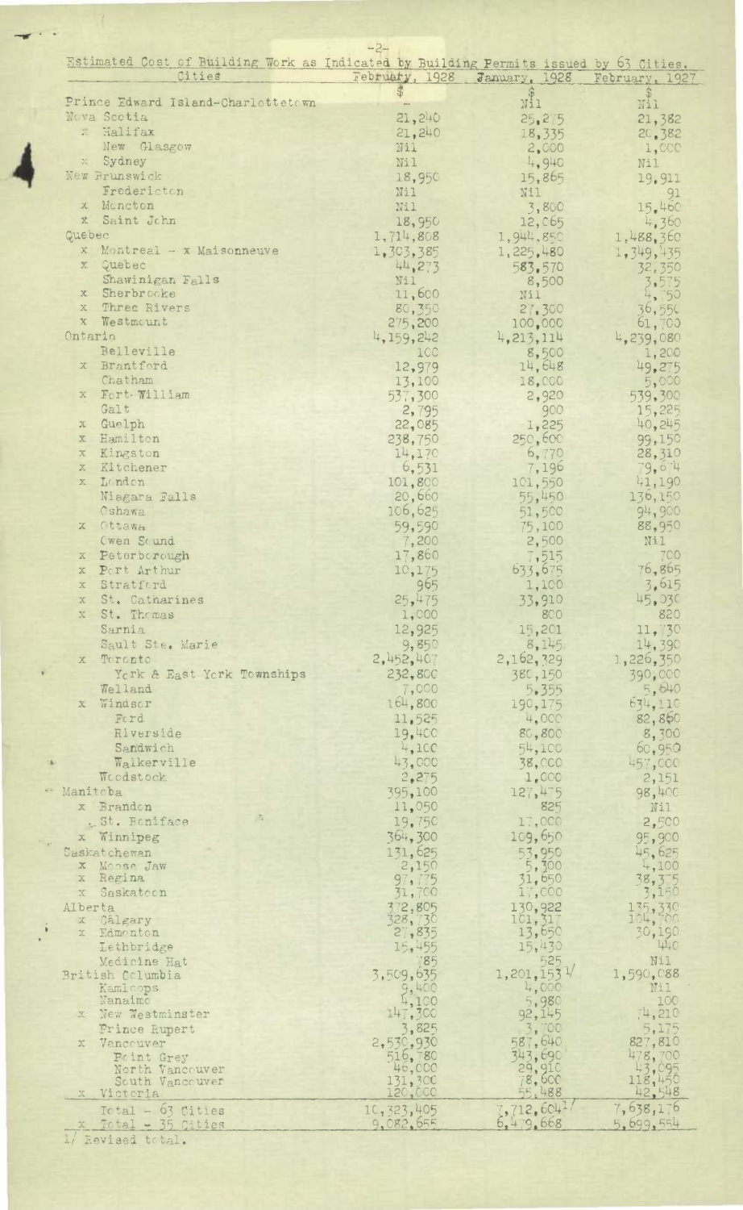Estimated Cost of Building Work as Indicated by Building Permits issued by 63 Cities.

| Cities | February, 1928 | January, 1928 | February, 1927 |
|---|---|---|---|
| | $ | $ | $ |
| Prince Edward Island-Charlottetown | - | Nil | Nil |
| Nova Scotia | 21,240 | 25,275 | 21,382 |
| x Halifax | 21,240 | 18,335 | 20,382 |
| New Glasgow | Nil | 2,000 | 1,000 |
| x Sydney | Nil | 4,940 | Nil |
| New Brunswick | 18,950 | 15,865 | 19,911 |
| Fredericton | Nil | Nil | 91 |
| x Moncton | Nil | 3,800 | 15,460 |
| x Saint John | 18,950 | 12,065 | 4,360 |
| Quebec | 1,714,808 | 1,944,850 | 1,488,360 |
| x Montreal - x Maisonneuve | 1,303,385 | 1,225,480 | 1,349,435 |
| x Quebec | 44,273 | 583,570 | 32,350 |
| Shawinigan Falls | Nil | 8,500 | 3,575 |
| x Sherbrooke | 11,600 | Nil | 4,750 |
| x Three Rivers | 80,350 | 27,300 | 36,550 |
| x Westmount | 275,200 | 100,000 | 61,700 |
| Ontario | 4,159,242 | 4,213,114 | 4,239,080 |
| Belleville | 100 | 8,500 | 1,200 |
| x Brantford | 12,979 | 14,648 | 49,275 |
| Chatham | 13,100 | 18,000 | 5,000 |
| x Fort William | 537,300 | 2,920 | 539,300 |
| Galt | 2,795 | 900 | 15,225 |
| x Guelph | 22,085 | 1,225 | 40,245 |
| x Hamilton | 238,750 | 250,600 | 99,150 |
| x Kingston | 14,170 | 6,770 | 28,310 |
| x Kitchener | 6,531 | 7,196 | 79,674 |
| x London | 101,800 | 101,550 | 41,190 |
| Niagara Falls | 20,660 | 55,450 | 136,150 |
| Oshawa | 106,625 | 51,500 | 94,900 |
| x Ottawa | 59,590 | 75,100 | 88,950 |
| Owen Sound | 7,200 | 2,500 | Nil |
| x Peterborough | 17,860 | 7,515 | 700 |
| x Port Arthur | 10,175 | 633,675 | 76,865 |
| x Stratford | 965 | 1,100 | 3,615 |
| x St. Catharines | 25,475 | 33,910 | 45,030 |
| x St. Thomas | 1,000 | 800 | 820 |
| Sarnia | 12,925 | 15,201 | 11,730 |
| Sault Ste. Marie | 9,850 | 8,145 | 14,390 |
| x Toronto | 2,452,407 | 2,162,329 | 1,226,350 |
| York & East York Townships | 232,800 | 380,150 | 390,000 |
| Welland | 7,000 | 5,355 | 5,640 |
| x Windsor | 164,800 | 190,175 | 634,110 |
| Ford | 11,525 | 4,000 | 82,860 |
| Riverside | 19,400 | 80,800 | 8,300 |
| Sandwich | 4,100 | 54,100 | 60,950 |
| Walkerville | 43,000 | 38,000 | 457,000 |
| Woodstock | 2,275 | 1,000 | 2,151 |
| Manitoba | 395,100 | 127,475 | 98,400 |
| x Brandon | 11,050 | 825 | Nil |
| x St. Boniface | 19,750 | 17,000 | 2,500 |
| x Winnipeg | 364,300 | 109,650 | 95,900 |
| Saskatchewan | 131,625 | 53,950 | 45,625 |
| x Moose Jaw | 2,150 | 5,300 | 4,100 |
| x Regina | 97,775 | 31,650 | 38,375 |
| x Saskatoon | 31,700 | 17,000 | 3,150 |
| Alberta | 372,805 | 130,922 | 135,330 |
| x Calgary | 328,730 | 101,317 | 104,700 |
| x Edmonton | 27,835 | 13,650 | 30,190 |
| Lethbridge | 15,455 | 15,430 | 440 |
| Medicine Hat | 785 | 525 | Nil |
| British Columbia | 3,509,635 | 1,201,153[1] | 1,590,088 |
| Kamloops | 9,400 | 4,000 | Nil |
| Nanaimo | 4,100 | 5,980 | 100 |
| x New Westminster | 147,300 | 92,145 | 74,210 |
| Prince Rupert | 3,825 | 3,700 | 5,175 |
| x Vancouver | 2,530,930 | 587,640 | 827,810 |
| Point Grey | 516,780 | 343,690 | 478,700 |
| North Vancouver | 46,000 | 29,910 | 43,095 |
| South Vancouver | 131,300 | 78,600 | 118,450 |
| x Victoria | 120,000 | 55,488 | 42,548 |
| Total - 63 Cities | 10,323,405 | 7,712,604[1] | 7,638,176 |
| x Total - 35 Cities | 9,082,655 | 6,479,668 | 5,699,554 |

1/ Revised total.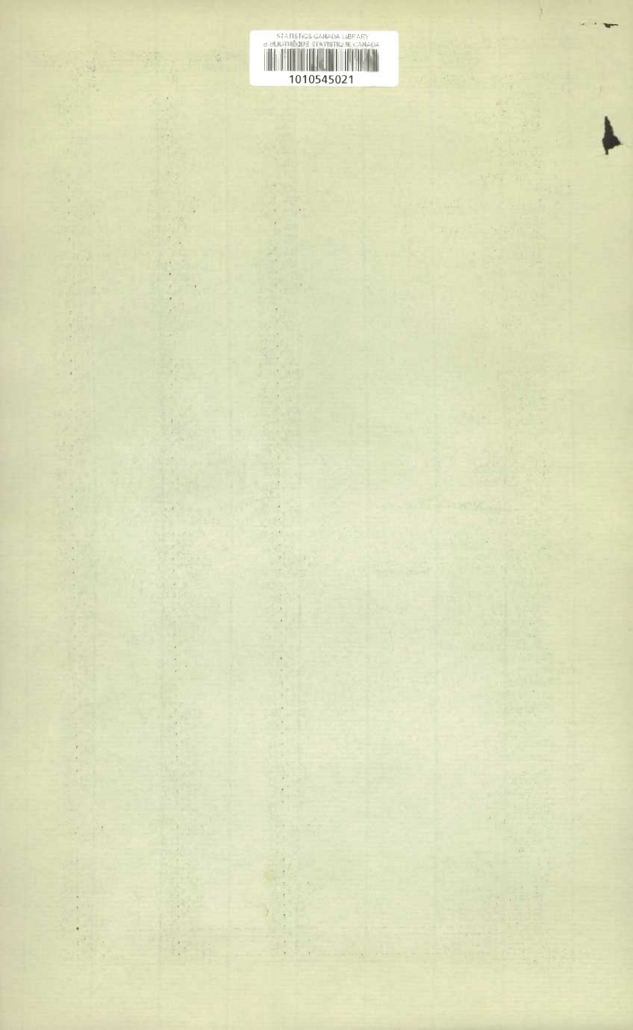STATISTICS CANADA LIBRARY
BIBLIOTHÈQUE STATISTIQUE CANADA

1010545021